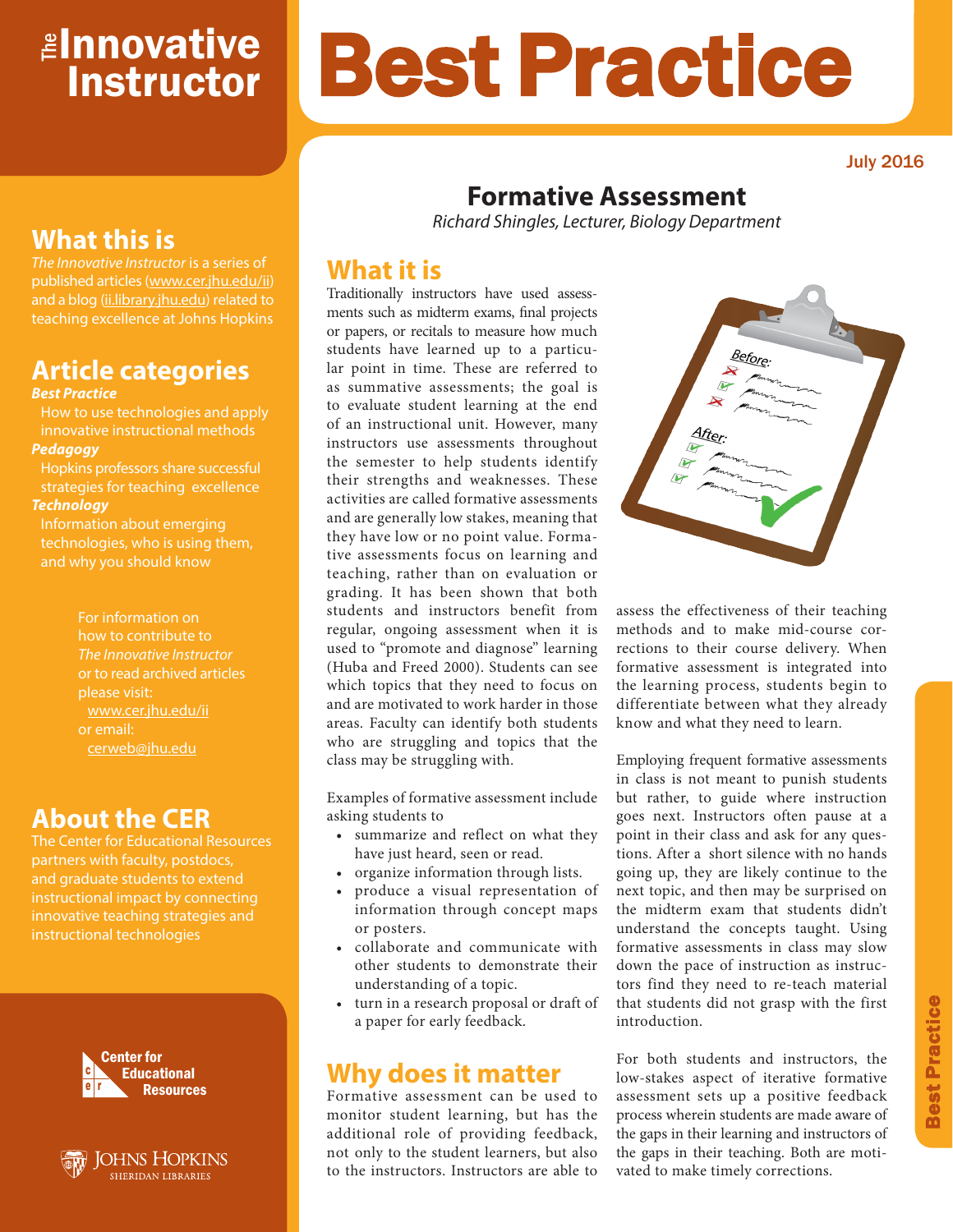# The Innovative Instructor

# Best Practice

July 2016

## What this is

*The Innovative Instructor* is a series of published articles (www.cer.jhu.edu/ii) and a blog (ii.library.jhu.edu) related to teaching excellence at Johns Hopkins

## Article categories

***Best Practice***

How to use technologies and apply innovative instructional methods

***Pedagogy***

Hopkins professors share successful strategies for teaching excellence

***Technology***

Information about emerging technologies, who is using them, and why you should know

For information on how to contribute to *The Innovative Instructor* or to read archived articles please visit:
www.cer.jhu.edu/ii
or email:
cerweb@jhu.edu

## About the CER

The Center for Educational Resources partners with faculty, postdocs, and graduate students to extend instructional impact by connecting innovative teaching strategies and instructional technologies

Center for Educational Resources

Johns Hopkins Sheridan Libraries

# Formative Assessment

*Richard Shingles, Lecturer, Biology Department*

## What it is

Traditionally instructors have used assessments such as midterm exams, final projects or papers, or recitals to measure how much students have learned up to a particular point in time. These are referred to as summative assessments; the goal is to evaluate student learning at the end of an instructional unit. However, many instructors use assessments throughout the semester to help students identify their strengths and weaknesses. These activities are called formative assessments and are generally low stakes, meaning that they have low or no point value. Formative assessments focus on learning and teaching, rather than on evaluation or grading. It has been shown that both students and instructors benefit from regular, ongoing assessment when it is used to "promote and diagnose" learning (Huba and Freed 2000). Students can see which topics that they need to focus on and are motivated to work harder in those areas. Faculty can identify both students who are struggling and topics that the class may be struggling with.

Examples of formative assessment include asking students to

- summarize and reflect on what they have just heard, seen or read.
- organize information through lists.
- produce a visual representation of information through concept maps or posters.
- collaborate and communicate with other students to demonstrate their understanding of a topic.
- turn in a research proposal or draft of a paper for early feedback.

## Why does it matter

Formative assessment can be used to monitor student learning, but has the additional role of providing feedback, not only to the student learners, but also to the instructors. Instructors are able to assess the effectiveness of their teaching methods and to make mid-course corrections to their course delivery. When formative assessment is integrated into the learning process, students begin to differentiate between what they already know and what they need to learn.

Employing frequent formative assessments in class is not meant to punish students but rather, to guide where instruction goes next. Instructors often pause at a point in their class and ask for any questions. After a short silence with no hands going up, they are likely continue to the next topic, and then may be surprised on the midterm exam that students didn't understand the concepts taught. Using formative assessments in class may slow down the pace of instruction as instructors find they need to re-teach material that students did not grasp with the first introduction.

For both students and instructors, the low-stakes aspect of iterative formative assessment sets up a positive feedback process wherein students are made aware of the gaps in their learning and instructors of the gaps in their teaching. Both are motivated to make timely corrections.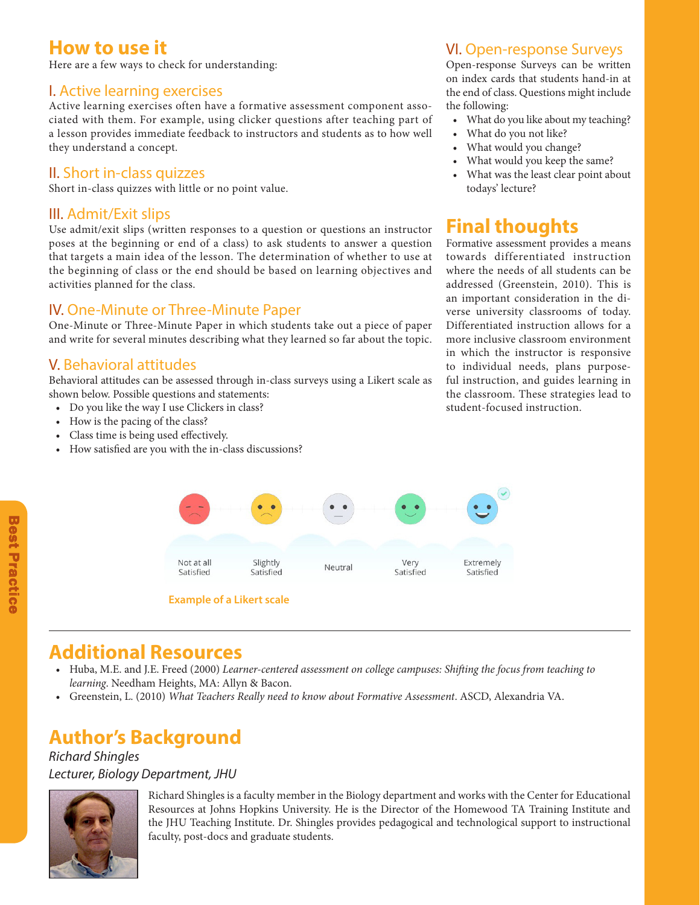## How to use it

Here are a few ways to check for understanding:

### I. Active learning exercises

Active learning exercises often have a formative assessment component associated with them. For example, using clicker questions after teaching part of a lesson provides immediate feedback to instructors and students as to how well they understand a concept.

### II. Short in-class quizzes

Short in-class quizzes with little or no point value.

### III. Admit/Exit slips

Use admit/exit slips (written responses to a question or questions an instructor poses at the beginning or end of a class) to ask students to answer a question that targets a main idea of the lesson. The determination of whether to use at the beginning of class or the end should be based on learning objectives and activities planned for the class.

### IV. One-Minute or Three-Minute Paper

One-Minute or Three-Minute Paper in which students take out a piece of paper and write for several minutes describing what they learned so far about the topic.

### V. Behavioral attitudes

Behavioral attitudes can be assessed through in-class surveys using a Likert scale as shown below. Possible questions and statements:

- Do you like the way I use Clickers in class?
- How is the pacing of the class?
- Class time is being used effectively.
- How satisfied are you with the in-class discussions?

### VI. Open-response Surveys

Open-response Surveys can be written on index cards that students hand-in at the end of class. Questions might include the following:

- What do you like about my teaching?
- What do you not like?
- What would you change?
- What would you keep the same?
- What was the least clear point about todays' lecture?

## Final thoughts

Formative assessment provides a means towards differentiated instruction where the needs of all students can be addressed (Greenstein, 2010). This is an important consideration in the diverse university classrooms of today. Differentiated instruction allows for a more inclusive classroom environment in which the instructor is responsive to individual needs, plans purposeful instruction, and guides learning in the classroom. These strategies lead to student-focused instruction.

Not at all Satisfied
Slightly Satisfied
Neutral
Very Satisfied
Extremely Satisfied

**Example of a Likert scale**

## Additional Resources

- Huba, M.E. and J.E. Freed (2000) *Learner-centered assessment on college campuses: Shifting the focus from teaching to learning*. Needham Heights, MA: Allyn & Bacon.
- Greenstein, L. (2010) *What Teachers Really need to know about Formative Assessment*. ASCD, Alexandria VA.

## Author's Background

*Richard Shingles*

*Lecturer, Biology Department, JHU*

Richard Shingles is a faculty member in the Biology department and works with the Center for Educational Resources at Johns Hopkins University. He is the Director of the Homewood TA Training Institute and the JHU Teaching Institute. Dr. Shingles provides pedagogical and technological support to instructional faculty, post-docs and graduate students.